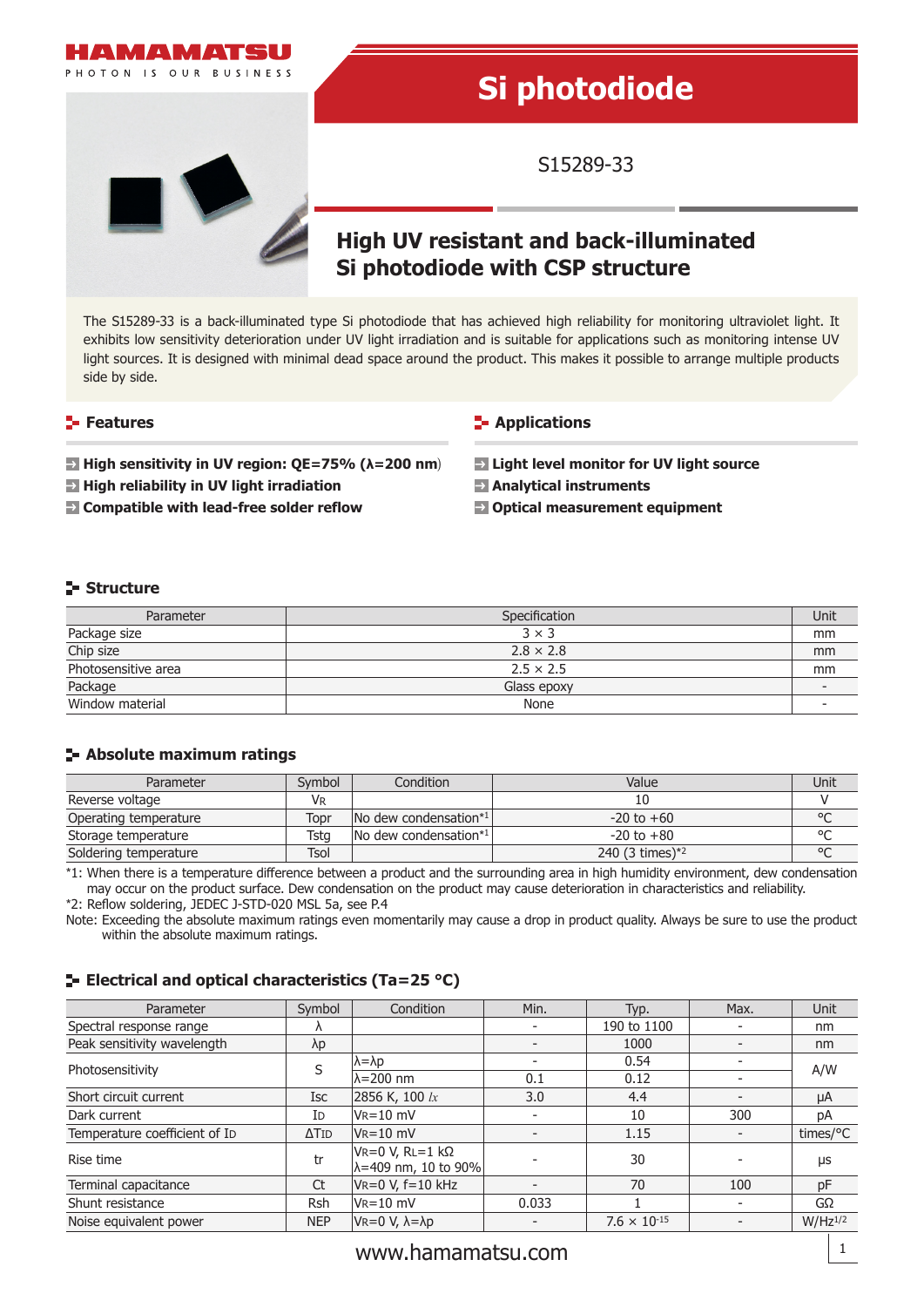# Si photodiode

S15289-33

## High UV resistant and back-illuminated Si photodiode with CSP structure

The S15289-33 is a back-illuminated type Si photodiode that has achieved high reliability for monitoring ultraviolet light. It exhibits low sensitivity deterioration under UV light irradiation and is suitable for applications such as monitoring intense UV light sources. It is designed with minimal dead space around the product. This makes it possible to arrange multiple products side by side.

## Features

- **High sensitivity in UV region: QE=75% (λ=200 nm)**
- **High reliability in UV light irradiation**
- **Compatible with lead-free solder reflow**

## Applications

- **Light level monitor for UV light source**
- **Analytical instruments**
- **Optical measurement equipment**

## Structure

| Parameter | Specification | Unit |
|---|---|---|
| Package size | 3 × 3 | mm |
| Chip size | 2.8 × 2.8 | mm |
| Photosensitive area | 2.5 × 2.5 | mm |
| Package | Glass epoxy | - |
| Window material | None | - |

## Absolute maximum ratings

| Parameter | Symbol | Condition | Value | Unit |
|---|---|---|---|---|
| Reverse voltage | $V_R$ | | 10 | V |
| Operating temperature | Topr | No dew condensation*1 | -20 to +60 | °C |
| Storage temperature | Tstg | No dew condensation*1 | -20 to +80 | °C |
| Soldering temperature | Tsol | | 240 (3 times)*2 | °C |

*1: When there is a temperature difference between a product and the surrounding area in high humidity environment, dew condensation may occur on the product surface. Dew condensation on the product may cause deterioration in characteristics and reliability.

*2: Reflow soldering, JEDEC J-STD-020 MSL 5a, see P.4

Note: Exceeding the absolute maximum ratings even momentarily may cause a drop in product quality. Always be sure to use the product within the absolute maximum ratings.

## Electrical and optical characteristics (Ta=25 °C)

| Parameter | Symbol | Condition | Min. | Typ. | Max. | Unit |
|---|---|---|---|---|---|---|
| Spectral response range | λ | | - | 190 to 1100 | - | nm |
| Peak sensitivity wavelength | λp | | - | 1000 | - | nm |
| Photosensitivity | S | λ=λp | - | 0.54 | - | A/W |
| | | λ=200 nm | 0.1 | 0.12 | - | |
| Short circuit current | Isc | 2856 K, 100 *lx* | 3.0 | 4.4 | - | μA |
| Dark current | $I_D$ | $V_R$=10 mV | - | 10 | 300 | pA |
| Temperature coefficient of $I_D$ | $ΔT_{ID}$ | $V_R$=10 mV | - | 1.15 | - | times/°C |
| Rise time | tr | $V_R$=0 V, $R_L$=1 kΩ, λ=409 nm, 10 to 90% | - | 30 | - | μs |
| Terminal capacitance | Ct | $V_R$=0 V, f=10 kHz | - | 70 | 100 | pF |
| Shunt resistance | Rsh | $V_R$=10 mV | 0.033 | 1 | - | GΩ |
| Noise equivalent power | NEP | $V_R$=0 V, λ=λp | - | $7.6 \times 10^{-15}$ | - | $W/Hz^{1/2}$ |

www.hamamatsu.com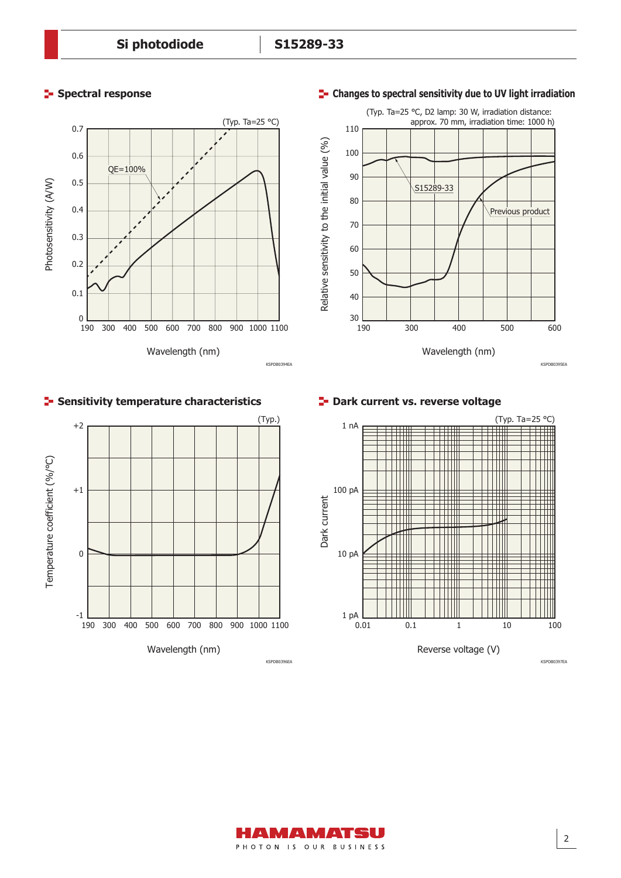## Spectral response

(Typ. Ta=25 °C)

Photosensitivity (A/W)

QE=100%

Wavelength (nm)

KSPDB0394EA

## Changes to spectral sensitivity due to UV light irradiation

(Typ. Ta=25 °C, D2 lamp: 30 W, irradiation distance: approx. 70 mm, irradiation time: 1000 h)

Relative sensitivity to the initial value (%)

S15289-33

Previous product

Wavelength (nm)

KSPDB0395EA

## Sensitivity temperature characteristics

(Typ.)

Temperature coefficient (%/°C)

Wavelength (nm)

KSPDB0396EA

## Dark current vs. reverse voltage

(Typ. Ta=25 °C)

Dark current

Reverse voltage (V)

KSPDB0397EA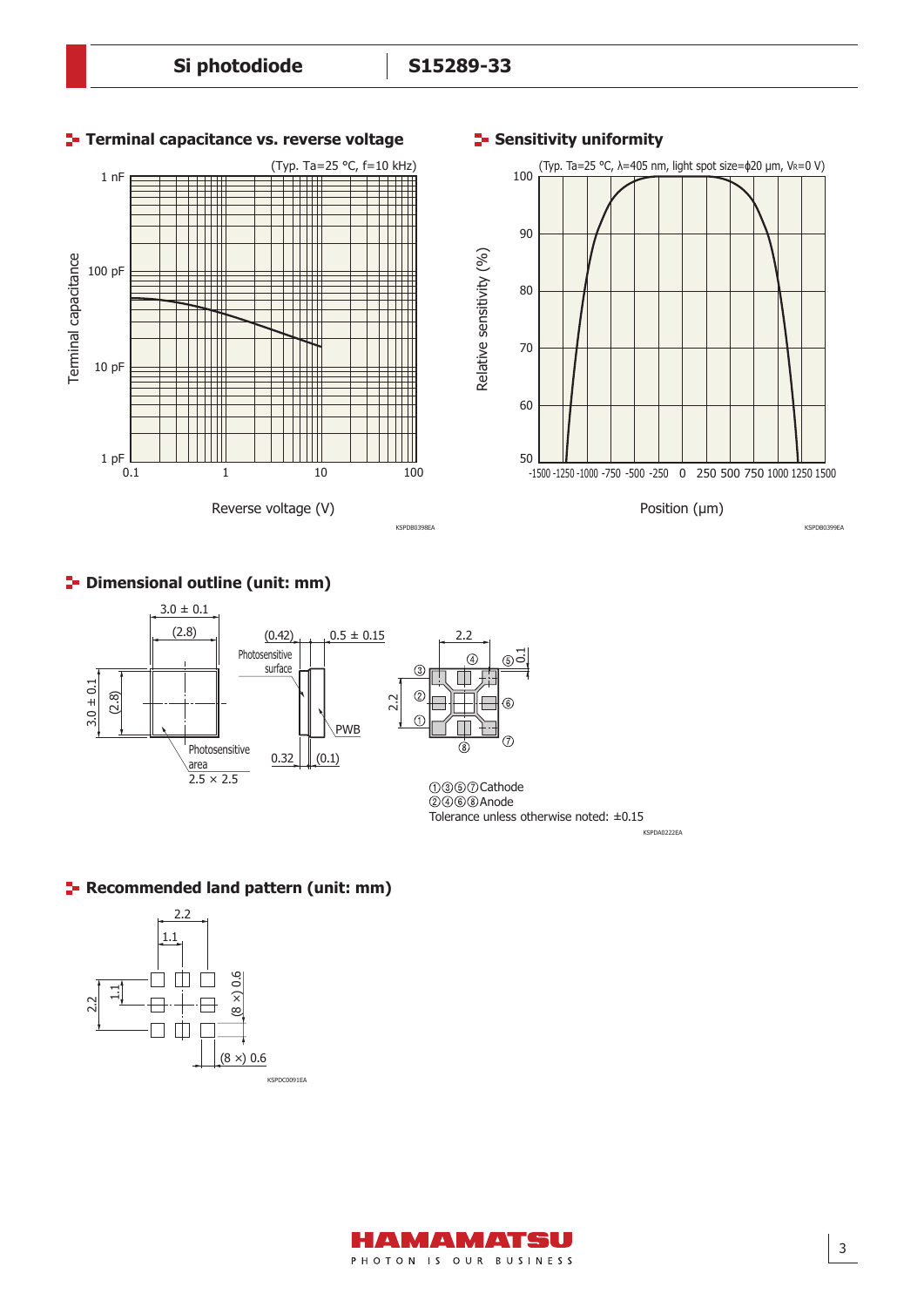## Terminal capacitance vs. reverse voltage

(Typ. Ta=25 °C, f=10 kHz)

Terminal capacitance

1 nF, 100 pF, 10 pF, 1 pF

0.1, 1, 10, 100

Reverse voltage (V)

KSPDB0398EA

## Sensitivity uniformity

(Typ. Ta=25 °C, λ=405 nm, light spot size=ϕ20 μm, $V_R$=0 V)

Relative sensitivity (%)

100, 90, 80, 70, 60, 50

-1500 -1250 -1000 -750 -500 -250 0 250 500 750 1000 1250 1500

Position (μm)

KSPDB0399EA

## Dimensional outline (unit: mm)

3.0 ± 0.1

(2.8)

3.0 ± 0.1

(2.8)

Photosensitive area 2.5 × 2.5

(0.42)

0.5 ± 0.15

Photosensitive surface

PWB

0.32

(0.1)

2.2

2.2

0.1

①③⑤⑦Cathode
②④⑥⑧Anode
Tolerance unless otherwise noted: ±0.15

KSPDA0222EA

## Recommended land pattern (unit: mm)

2.2

1.1

2.2

1.1

(8 ×) 0.6

(8 ×) 0.6

KSPDC0091EA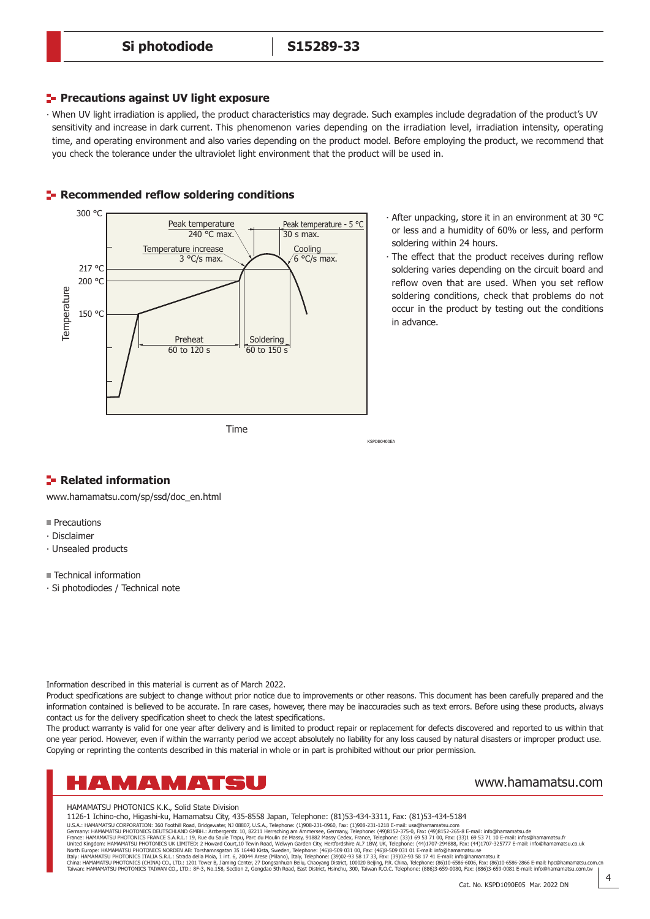## Precautions against UV light exposure

· When UV light irradiation is applied, the product characteristics may degrade. Such examples include degradation of the product's UV sensitivity and increase in dark current. This phenomenon varies depending on the irradiation level, irradiation intensity, operating time, and operating environment and also varies depending on the product model. Before employing the product, we recommend that you check the tolerance under the ultraviolet light environment that the product will be used in.

## Recommended reflow soldering conditions

300 °C

217 °C

200 °C

150 °C

Temperature

Time

Peak temperature 240 °C max.

Peak temperature - 5 °C 30 s max.

Temperature increase 3 °C/s max.

Cooling 6 °C/s max.

Preheat 60 to 120 s

Soldering 60 to 150 s

KSPDB0400EA

· After unpacking, store it in an environment at 30 °C or less and a humidity of 60% or less, and perform soldering within 24 hours.

· The effect that the product receives during reflow soldering varies depending on the circuit board and reflow oven that are used. When you set reflow soldering conditions, check that problems do not occur in the product by testing out the conditions in advance.

## Related information

www.hamamatsu.com/sp/ssd/doc_en.html

- Precautions
  - · Disclaimer
  - · Unsealed products
- Technical information
  - · Si photodiodes / Technical note

Information described in this material is current as of March 2022.

Product specifications are subject to change without prior notice due to improvements or other reasons. This document has been carefully prepared and the information contained is believed to be accurate. In rare cases, however, there may be inaccuracies such as text errors. Before using these products, always contact us for the delivery specification sheet to check the latest specifications.

The product warranty is valid for one year after delivery and is limited to product repair or replacement for defects discovered and reported to us within that one year period. However, even if within the warranty period we accept absolutely no liability for any loss caused by natural disasters or improper product use.

Copying or reprinting the contents described in this material in whole or in part is prohibited without our prior permission.

HAMAMATSU

www.hamamatsu.com

HAMAMATSU PHOTONICS K.K., Solid State Division

1126-1 Ichino-cho, Higashi-ku, Hamamatsu City, 435-8558 Japan, Telephone: (81)53-434-3311, Fax: (81)53-434-5184

U.S.A.: HAMAMATSU CORPORATION: 360 Foothill Road, Bridgewater, NJ 08807, U.S.A., Telephone: (1)908-231-0960, Fax: (1)908-231-1218 E-mail: usa@hamamatsu.com

Germany: HAMAMATSU PHOTONICS DEUTSCHLAND GMBH.: Arzbergerstr. 10, 82211 Herrsching am Ammersee, Germany, Telephone: (49)8152-375-0, Fax: (49)8152-265-8 E-mail: info@hamamatsu.de

France: HAMAMATSU PHOTONICS FRANCE S.A.R.L.: 19, Rue du Saule Trapu, Parc du Moulin de Massy, 91882 Massy Cedex, France, Telephone: (33)1 69 53 71 00, Fax: (33)1 69 53 71 10 E-mail: infos@hamamatsu.fr

United Kingdom: HAMAMATSU PHOTONICS UK LIMITED: 2 Howard Court,10 Tewin Road, Welwyn Garden City, Hertfordshire AL7 1BW, UK, Telephone: (44)1707-294888, Fax: (44)1707-325777 E-mail: info@hamamatsu.co.uk

North Europe: HAMAMATSU PHOTONICS NORDEN AB: Torshamnsgatan 35 16440 Kista, Sweden, Telephone: (46)8-509 031 00, Fax: (46)8-509 031 01 E-mail: info@hamamatsu.se

Italy: HAMAMATSU PHOTONICS ITALIA S.R.L.: Strada della Moia, 1 int. 6, 20044 Arese (Milano), Italy, Telephone: (39)02-93 58 17 33, Fax: (39)02-93 58 17 41 E-mail: info@hamamatsu.it

China: HAMAMATSU PHOTONICS (CHINA) CO., LTD.: 1201 Tower B, Jiaming Center, 27 Dongsanhuan Beilu, Chaoyang District, 100020 Beijing, P.R. China, Telephone: (86)10-6586-6006, Fax: (86)10-6586-2866 E-mail: hpc@hamamatsu.com.cn

Taiwan: HAMAMATSU PHOTONICS TAIWAN CO., LTD.: 8F-3, No.158, Section 2, Gongdao 5th Road, East District, Hsinchu, 300, Taiwan R.O.C. Telephone: (886)3-659-0080, Fax: (886)3-659-0081 E-mail: info@hamamatsu.com.tw

Cat. No. KSPD1090E05 Mar. 2022 DN